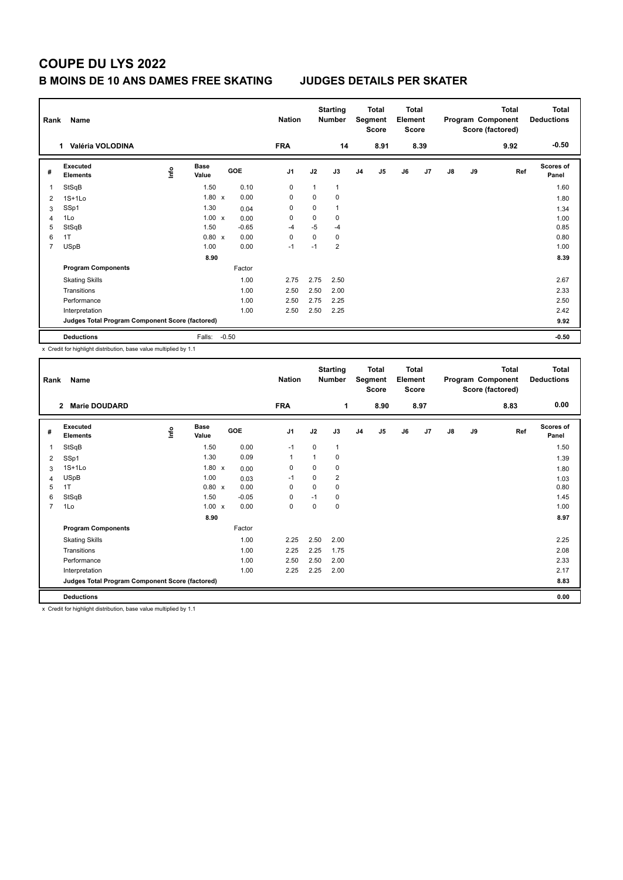# COUPE DU LYS 2022

## B MOINS DE 10 ANS DAMES FREE SKATING — JUDGES DETAILS PER SKATER

| Rank | Name | Nation | Starting Number | Total Segment Score | Total Element Score | Total Program Component Score (factored) | Total Deductions |
|---|---|---|---|---|---|---|---|
| 1 | Valéria VOLODINA | FRA | 14 | 8.91 | 8.39 | 9.92 | -0.50 |

| # | Executed Elements | Info | Base Value | | GOE | J1 | J2 | J3 | J4 | J5 | J6 | J7 | J8 | J9 | Ref | Scores of Panel |
|---|---|---|---|---|---|---|---|---|---|---|---|---|---|---|---|---|
| 1 | StSqB | | 1.50 | | 0.10 | 0 | 1 | 1 | | | | | | | | 1.60 |
| 2 | 1S+1Lo | | 1.80 | x | 0.00 | 0 | 0 | 0 | | | | | | | | 1.80 |
| 3 | SSp1 | | 1.30 | | 0.04 | 0 | 0 | 1 | | | | | | | | 1.34 |
| 4 | 1Lo | | 1.00 | x | 0.00 | 0 | 0 | 0 | | | | | | | | 1.00 |
| 5 | StSqB | | 1.50 | | -0.65 | -4 | -5 | -4 | | | | | | | | 0.85 |
| 6 | 1T | | 0.80 | x | 0.00 | 0 | 0 | 0 | | | | | | | | 0.80 |
| 7 | USpB | | 1.00 | | 0.00 | -1 | -1 | 2 | | | | | | | | 1.00 |
| | | | 8.90 | | | | | | | | | | | | | 8.39 |
| | **Program Components** | | | | Factor | | | | | | | | | | | |
| | Skating Skills | | | | 1.00 | 2.75 | 2.75 | 2.50 | | | | | | | | 2.67 |
| | Transitions | | | | 1.00 | 2.50 | 2.50 | 2.00 | | | | | | | | 2.33 |
| | Performance | | | | 1.00 | 2.50 | 2.75 | 2.25 | | | | | | | | 2.50 |
| | Interpretation | | | | 1.00 | 2.50 | 2.50 | 2.25 | | | | | | | | 2.42 |
| | **Judges Total Program Component Score (factored)** | | | | | | | | | | | | | | | 9.92 |
| | **Deductions** | | Falls: | | -0.50 | | | | | | | | | | | -0.50 |

x Credit for highlight distribution, base value multiplied by 1.1

| Rank | Name | Nation | Starting Number | Total Segment Score | Total Element Score | Total Program Component Score (factored) | Total Deductions |
|---|---|---|---|---|---|---|---|
| 2 | Marie DOUDARD | FRA | 1 | 8.90 | 8.97 | 8.83 | 0.00 |

| # | Executed Elements | Info | Base Value | | GOE | J1 | J2 | J3 | J4 | J5 | J6 | J7 | J8 | J9 | Ref | Scores of Panel |
|---|---|---|---|---|---|---|---|---|---|---|---|---|---|---|---|---|
| 1 | StSqB | | 1.50 | | 0.00 | -1 | 0 | 1 | | | | | | | | 1.50 |
| 2 | SSp1 | | 1.30 | | 0.09 | 1 | 1 | 0 | | | | | | | | 1.39 |
| 3 | 1S+1Lo | | 1.80 | x | 0.00 | 0 | 0 | 0 | | | | | | | | 1.80 |
| 4 | USpB | | 1.00 | | 0.03 | -1 | 0 | 2 | | | | | | | | 1.03 |
| 5 | 1T | | 0.80 | x | 0.00 | 0 | 0 | 0 | | | | | | | | 0.80 |
| 6 | StSqB | | 1.50 | | -0.05 | 0 | -1 | 0 | | | | | | | | 1.45 |
| 7 | 1Lo | | 1.00 | x | 0.00 | 0 | 0 | 0 | | | | | | | | 1.00 |
| | | | 8.90 | | | | | | | | | | | | | 8.97 |
| | **Program Components** | | | | Factor | | | | | | | | | | | |
| | Skating Skills | | | | 1.00 | 2.25 | 2.50 | 2.00 | | | | | | | | 2.25 |
| | Transitions | | | | 1.00 | 2.25 | 2.25 | 1.75 | | | | | | | | 2.08 |
| | Performance | | | | 1.00 | 2.50 | 2.50 | 2.00 | | | | | | | | 2.33 |
| | Interpretation | | | | 1.00 | 2.25 | 2.25 | 2.00 | | | | | | | | 2.17 |
| | **Judges Total Program Component Score (factored)** | | | | | | | | | | | | | | | 8.83 |
| | **Deductions** | | | | | | | | | | | | | | | 0.00 |

x Credit for highlight distribution, base value multiplied by 1.1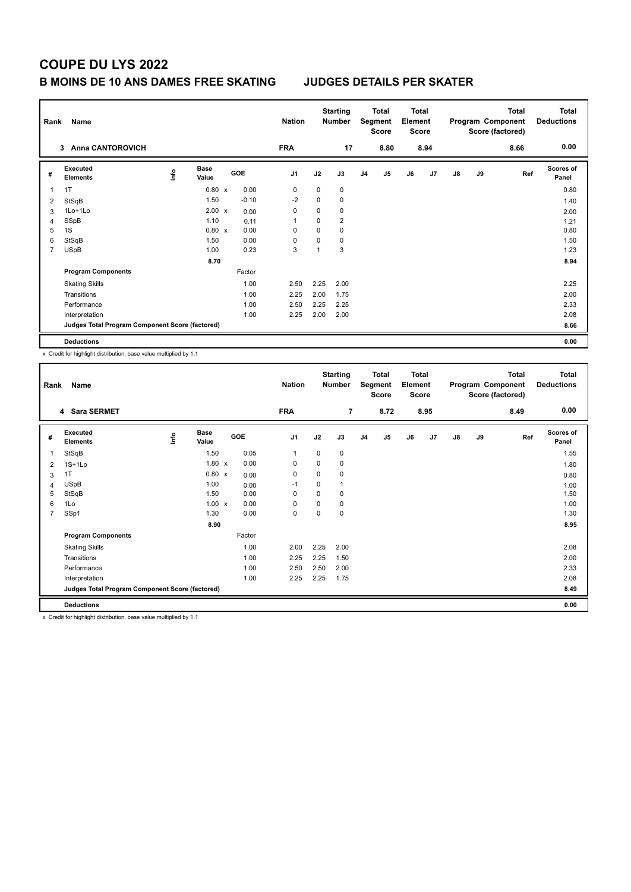# COUPE DU LYS 2022

## B MOINS DE 10 ANS DAMES FREE SKATING JUDGES DETAILS PER SKATER

| Rank | Name | | | | Nation | | Starting Number | | Total Segment Score | | Total Element Score | | | | Total Program Component Score (factored) | Total Deductions |
|---|---|---|---|---|---|---|---|---|---|---|---|---|---|---|---|---|
| 3 | Anna CANTOROVICH | | | | FRA | | 17 | | 8.80 | | 8.94 | | | | 8.66 | 0.00 |

| # | Executed Elements | Info | Base Value | | GOE | J1 | J2 | J3 | J4 | J5 | J6 | J7 | J8 | J9 | Ref | Scores of Panel |
|---|---|---|---|---|---|---|---|---|---|---|---|---|---|---|---|---|
| 1 | 1T | | 0.80 | x | 0.00 | 0 | 0 | 0 | | | | | | | | 0.80 |
| 2 | StSqB | | 1.50 | | -0.10 | -2 | 0 | 0 | | | | | | | | 1.40 |
| 3 | 1Lo+1Lo | | 2.00 | x | 0.00 | 0 | 0 | 0 | | | | | | | | 2.00 |
| 4 | SSpB | | 1.10 | | 0.11 | 1 | 0 | 2 | | | | | | | | 1.21 |
| 5 | 1S | | 0.80 | x | 0.00 | 0 | 0 | 0 | | | | | | | | 0.80 |
| 6 | StSqB | | 1.50 | | 0.00 | 0 | 0 | 0 | | | | | | | | 1.50 |
| 7 | USpB | | 1.00 | | 0.23 | 3 | 1 | 3 | | | | | | | | 1.23 |
| | | | 8.70 | | | | | | | | | | | | | 8.94 |
| | **Program Components** | | | | Factor | | | | | | | | | | | |
| | Skating Skills | | | | 1.00 | 2.50 | 2.25 | 2.00 | | | | | | | | 2.25 |
| | Transitions | | | | 1.00 | 2.25 | 2.00 | 1.75 | | | | | | | | 2.00 |
| | Performance | | | | 1.00 | 2.50 | 2.25 | 2.25 | | | | | | | | 2.33 |
| | Interpretation | | | | 1.00 | 2.25 | 2.00 | 2.00 | | | | | | | | 2.08 |
| | **Judges Total Program Component Score (factored)** | | | | | | | | | | | | | | | 8.66 |
| | **Deductions** | | | | | | | | | | | | | | | 0.00 |

x Credit for highlight distribution, base value multiplied by 1.1

| Rank | Name | | | | Nation | | Starting Number | | Total Segment Score | | Total Element Score | | | | Total Program Component Score (factored) | Total Deductions |
|---|---|---|---|---|---|---|---|---|---|---|---|---|---|---|---|---|
| 4 | Sara SERMET | | | | FRA | | 7 | | 8.72 | | 8.95 | | | | 8.49 | 0.00 |

| # | Executed Elements | Info | Base Value | | GOE | J1 | J2 | J3 | J4 | J5 | J6 | J7 | J8 | J9 | Ref | Scores of Panel |
|---|---|---|---|---|---|---|---|---|---|---|---|---|---|---|---|---|
| 1 | StSqB | | 1.50 | | 0.05 | 1 | 0 | 0 | | | | | | | | 1.55 |
| 2 | 1S+1Lo | | 1.80 | x | 0.00 | 0 | 0 | 0 | | | | | | | | 1.80 |
| 3 | 1T | | 0.80 | x | 0.00 | 0 | 0 | 0 | | | | | | | | 0.80 |
| 4 | USpB | | 1.00 | | 0.00 | -1 | 0 | 1 | | | | | | | | 1.00 |
| 5 | StSqB | | 1.50 | | 0.00 | 0 | 0 | 0 | | | | | | | | 1.50 |
| 6 | 1Lo | | 1.00 | x | 0.00 | 0 | 0 | 0 | | | | | | | | 1.00 |
| 7 | SSp1 | | 1.30 | | 0.00 | 0 | 0 | 0 | | | | | | | | 1.30 |
| | | | 8.90 | | | | | | | | | | | | | 8.95 |
| | **Program Components** | | | | Factor | | | | | | | | | | | |
| | Skating Skills | | | | 1.00 | 2.00 | 2.25 | 2.00 | | | | | | | | 2.08 |
| | Transitions | | | | 1.00 | 2.25 | 2.25 | 1.50 | | | | | | | | 2.00 |
| | Performance | | | | 1.00 | 2.50 | 2.50 | 2.00 | | | | | | | | 2.33 |
| | Interpretation | | | | 1.00 | 2.25 | 2.25 | 1.75 | | | | | | | | 2.08 |
| | **Judges Total Program Component Score (factored)** | | | | | | | | | | | | | | | 8.49 |
| | **Deductions** | | | | | | | | | | | | | | | 0.00 |

x Credit for highlight distribution, base value multiplied by 1.1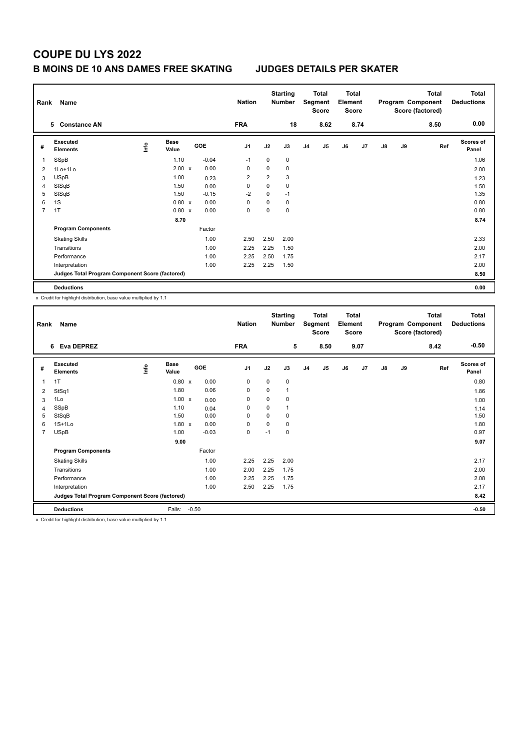# COUPE DU LYS 2022

## B MOINS DE 10 ANS DAMES FREE SKATING JUDGES DETAILS PER SKATER

| Rank | Name | Nation | Starting Number | Total Segment Score | Total Element Score | Total Program Component Score (factored) | Total Deductions |
|---|---|---|---|---|---|---|---|
| 5 | Constance AN | FRA | 18 | 8.62 | 8.74 | 8.50 | 0.00 |

| # | Executed Elements | Info | Base Value | | GOE | J1 | J2 | J3 | J4 | J5 | J6 | J7 | J8 | J9 | Ref | Scores of Panel |
|---|---|---|---|---|---|---|---|---|---|---|---|---|---|---|---|---|
| 1 | SSpB | | 1.10 | | -0.04 | -1 | 0 | 0 | | | | | | | | 1.06 |
| 2 | 1Lo+1Lo | | 2.00 | x | 0.00 | 0 | 0 | 0 | | | | | | | | 2.00 |
| 3 | USpB | | 1.00 | | 0.23 | 2 | 2 | 3 | | | | | | | | 1.23 |
| 4 | StSqB | | 1.50 | | 0.00 | 0 | 0 | 0 | | | | | | | | 1.50 |
| 5 | StSqB | | 1.50 | | -0.15 | -2 | 0 | -1 | | | | | | | | 1.35 |
| 6 | 1S | | 0.80 | x | 0.00 | 0 | 0 | 0 | | | | | | | | 0.80 |
| 7 | 1T | | 0.80 | x | 0.00 | 0 | 0 | 0 | | | | | | | | 0.80 |
| | | | 8.70 | | | | | | | | | | | | | 8.74 |
| | **Program Components** | | | | Factor | | | | | | | | | | | |
| | Skating Skills | | | | 1.00 | 2.50 | 2.50 | 2.00 | | | | | | | | 2.33 |
| | Transitions | | | | 1.00 | 2.25 | 2.25 | 1.50 | | | | | | | | 2.00 |
| | Performance | | | | 1.00 | 2.25 | 2.50 | 1.75 | | | | | | | | 2.17 |
| | Interpretation | | | | 1.00 | 2.25 | 2.25 | 1.50 | | | | | | | | 2.00 |
| | **Judges Total Program Component Score (factored)** | | | | | | | | | | | | | | | 8.50 |
| | **Deductions** | | | | | | | | | | | | | | | 0.00 |

x Credit for highlight distribution, base value multiplied by 1.1

| Rank | Name | Nation | Starting Number | Total Segment Score | Total Element Score | Total Program Component Score (factored) | Total Deductions |
|---|---|---|---|---|---|---|---|
| 6 | Eva DEPREZ | FRA | 5 | 8.50 | 9.07 | 8.42 | -0.50 |

| # | Executed Elements | Info | Base Value | | GOE | J1 | J2 | J3 | J4 | J5 | J6 | J7 | J8 | J9 | Ref | Scores of Panel |
|---|---|---|---|---|---|---|---|---|---|---|---|---|---|---|---|---|
| 1 | 1T | | 0.80 | x | 0.00 | 0 | 0 | 0 | | | | | | | | 0.80 |
| 2 | StSq1 | | 1.80 | | 0.06 | 0 | 0 | 1 | | | | | | | | 1.86 |
| 3 | 1Lo | | 1.00 | x | 0.00 | 0 | 0 | 0 | | | | | | | | 1.00 |
| 4 | SSpB | | 1.10 | | 0.04 | 0 | 0 | 1 | | | | | | | | 1.14 |
| 5 | StSqB | | 1.50 | | 0.00 | 0 | 0 | 0 | | | | | | | | 1.50 |
| 6 | 1S+1Lo | | 1.80 | x | 0.00 | 0 | 0 | 0 | | | | | | | | 1.80 |
| 7 | USpB | | 1.00 | | -0.03 | 0 | -1 | 0 | | | | | | | | 0.97 |
| | | | 9.00 | | | | | | | | | | | | | 9.07 |
| | **Program Components** | | | | Factor | | | | | | | | | | | |
| | Skating Skills | | | | 1.00 | 2.25 | 2.25 | 2.00 | | | | | | | | 2.17 |
| | Transitions | | | | 1.00 | 2.00 | 2.25 | 1.75 | | | | | | | | 2.00 |
| | Performance | | | | 1.00 | 2.25 | 2.25 | 1.75 | | | | | | | | 2.08 |
| | Interpretation | | | | 1.00 | 2.50 | 2.25 | 1.75 | | | | | | | | 2.17 |
| | **Judges Total Program Component Score (factored)** | | | | | | | | | | | | | | | 8.42 |
| | **Deductions** | | Falls: | | -0.50 | | | | | | | | | | | -0.50 |

x Credit for highlight distribution, base value multiplied by 1.1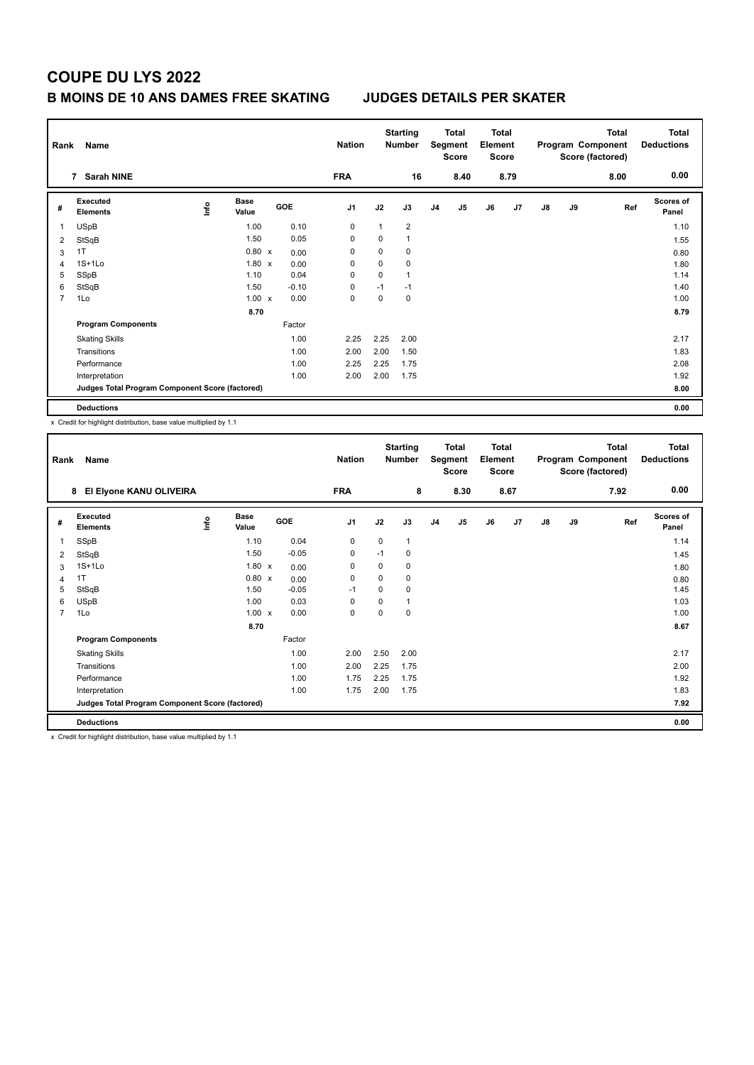# COUPE DU LYS 2022

## B MOINS DE 10 ANS DAMES FREE SKATING JUDGES DETAILS PER SKATER

| Rank | Name | Nation | Starting Number | Total Segment Score | Total Element Score | Total Program Component Score (factored) | Total Deductions |
|---|---|---|---|---|---|---|---|
| 7 | Sarah NINE | FRA | 16 | 8.40 | 8.79 | 8.00 | 0.00 |

| # | Executed Elements | Info | Base Value | | GOE | J1 | J2 | J3 | J4 | J5 | J6 | J7 | J8 | J9 | Ref | Scores of Panel |
|---|---|---|---|---|---|---|---|---|---|---|---|---|---|---|---|---|
| 1 | USpB | | 1.00 | | 0.10 | 0 | 1 | 2 | | | | | | | | 1.10 |
| 2 | StSqB | | 1.50 | | 0.05 | 0 | 0 | 1 | | | | | | | | 1.55 |
| 3 | 1T | | 0.80 | x | 0.00 | 0 | 0 | 0 | | | | | | | | 0.80 |
| 4 | 1S+1Lo | | 1.80 | x | 0.00 | 0 | 0 | 0 | | | | | | | | 1.80 |
| 5 | SSpB | | 1.10 | | 0.04 | 0 | 0 | 1 | | | | | | | | 1.14 |
| 6 | StSqB | | 1.50 | | -0.10 | 0 | -1 | -1 | | | | | | | | 1.40 |
| 7 | 1Lo | | 1.00 | x | 0.00 | 0 | 0 | 0 | | | | | | | | 1.00 |
| | | | 8.70 | | | | | | | | | | | | | 8.79 |
| | **Program Components** | | | | Factor | | | | | | | | | | | |
| | Skating Skills | | | | 1.00 | 2.25 | 2.25 | 2.00 | | | | | | | | 2.17 |
| | Transitions | | | | 1.00 | 2.00 | 2.00 | 1.50 | | | | | | | | 1.83 |
| | Performance | | | | 1.00 | 2.25 | 2.25 | 1.75 | | | | | | | | 2.08 |
| | Interpretation | | | | 1.00 | 2.00 | 2.00 | 1.75 | | | | | | | | 1.92 |
| | **Judges Total Program Component Score (factored)** | | | | | | | | | | | | | | | 8.00 |
| | **Deductions** | | | | | | | | | | | | | | | 0.00 |

x Credit for highlight distribution, base value multiplied by 1.1

| Rank | Name | Nation | Starting Number | Total Segment Score | Total Element Score | Total Program Component Score (factored) | Total Deductions |
|---|---|---|---|---|---|---|---|
| 8 | El Elyone KANU OLIVEIRA | FRA | 8 | 8.30 | 8.67 | 7.92 | 0.00 |

| # | Executed Elements | Info | Base Value | | GOE | J1 | J2 | J3 | J4 | J5 | J6 | J7 | J8 | J9 | Ref | Scores of Panel |
|---|---|---|---|---|---|---|---|---|---|---|---|---|---|---|---|---|
| 1 | SSpB | | 1.10 | | 0.04 | 0 | 0 | 1 | | | | | | | | 1.14 |
| 2 | StSqB | | 1.50 | | -0.05 | 0 | -1 | 0 | | | | | | | | 1.45 |
| 3 | 1S+1Lo | | 1.80 | x | 0.00 | 0 | 0 | 0 | | | | | | | | 1.80 |
| 4 | 1T | | 0.80 | x | 0.00 | 0 | 0 | 0 | | | | | | | | 0.80 |
| 5 | StSqB | | 1.50 | | -0.05 | -1 | 0 | 0 | | | | | | | | 1.45 |
| 6 | USpB | | 1.00 | | 0.03 | 0 | 0 | 1 | | | | | | | | 1.03 |
| 7 | 1Lo | | 1.00 | x | 0.00 | 0 | 0 | 0 | | | | | | | | 1.00 |
| | | | 8.70 | | | | | | | | | | | | | 8.67 |
| | **Program Components** | | | | Factor | | | | | | | | | | | |
| | Skating Skills | | | | 1.00 | 2.00 | 2.50 | 2.00 | | | | | | | | 2.17 |
| | Transitions | | | | 1.00 | 2.00 | 2.25 | 1.75 | | | | | | | | 2.00 |
| | Performance | | | | 1.00 | 1.75 | 2.25 | 1.75 | | | | | | | | 1.92 |
| | Interpretation | | | | 1.00 | 1.75 | 2.00 | 1.75 | | | | | | | | 1.83 |
| | **Judges Total Program Component Score (factored)** | | | | | | | | | | | | | | | 7.92 |
| | **Deductions** | | | | | | | | | | | | | | | 0.00 |

x Credit for highlight distribution, base value multiplied by 1.1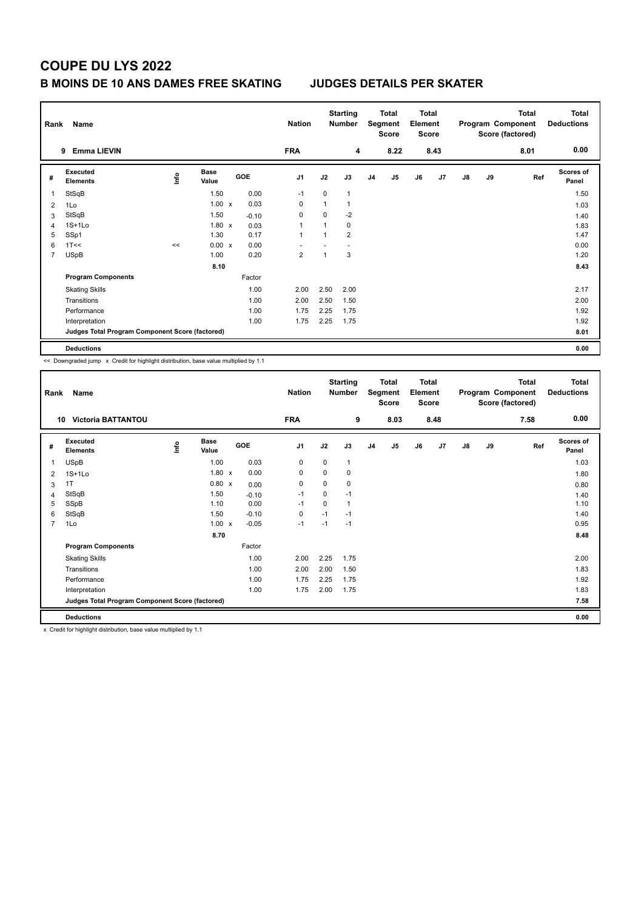# COUPE DU LYS 2022

## B MOINS DE 10 ANS DAMES FREE SKATING JUDGES DETAILS PER SKATER

| Rank | Name | Nation | Starting Number | Total Segment Score | Total Element Score | Total Program Component Score (factored) | Total Deductions |
|---|---|---|---|---|---|---|---|
| 9 | Emma LIEVIN | FRA | 4 | 8.22 | 8.43 | 8.01 | 0.00 |

| # | Executed Elements | Info | Base Value | | GOE | J1 | J2 | J3 | J4 | J5 | J6 | J7 | J8 | J9 | Ref | Scores of Panel |
|---|---|---|---|---|---|---|---|---|---|---|---|---|---|---|---|---|
| 1 | StSqB | | 1.50 | | 0.00 | -1 | 0 | 1 | | | | | | | | 1.50 |
| 2 | 1Lo | | 1.00 | x | 0.03 | 0 | 1 | 1 | | | | | | | | 1.03 |
| 3 | StSqB | | 1.50 | | -0.10 | 0 | 0 | -2 | | | | | | | | 1.40 |
| 4 | 1S+1Lo | | 1.80 | x | 0.03 | 1 | 1 | 0 | | | | | | | | 1.83 |
| 5 | SSp1 | | 1.30 | | 0.17 | 1 | 1 | 2 | | | | | | | | 1.47 |
| 6 | 1T<< | << | 0.00 | x | 0.00 | - | - | - | | | | | | | | 0.00 |
| 7 | USpB | | 1.00 | | 0.20 | 2 | 1 | 3 | | | | | | | | 1.20 |
| | | | 8.10 | | | | | | | | | | | | | 8.43 |
| | **Program Components** | | | | Factor | | | | | | | | | | | |
| | Skating Skills | | | | 1.00 | 2.00 | 2.50 | 2.00 | | | | | | | | 2.17 |
| | Transitions | | | | 1.00 | 2.00 | 2.50 | 1.50 | | | | | | | | 2.00 |
| | Performance | | | | 1.00 | 1.75 | 2.25 | 1.75 | | | | | | | | 1.92 |
| | Interpretation | | | | 1.00 | 1.75 | 2.25 | 1.75 | | | | | | | | 1.92 |
| | **Judges Total Program Component Score (factored)** | | | | | | | | | | | | | | | **8.01** |
| | **Deductions** | | | | | | | | | | | | | | | **0.00** |

<< Downgraded jump x Credit for highlight distribution, base value multiplied by 1.1

| Rank | Name | Nation | Starting Number | Total Segment Score | Total Element Score | Total Program Component Score (factored) | Total Deductions |
|---|---|---|---|---|---|---|---|
| 10 | Victoria BATTANTOU | FRA | 9 | 8.03 | 8.48 | 7.58 | 0.00 |

| # | Executed Elements | Info | Base Value | | GOE | J1 | J2 | J3 | J4 | J5 | J6 | J7 | J8 | J9 | Ref | Scores of Panel |
|---|---|---|---|---|---|---|---|---|---|---|---|---|---|---|---|---|
| 1 | USpB | | 1.00 | | 0.03 | 0 | 0 | 1 | | | | | | | | 1.03 |
| 2 | 1S+1Lo | | 1.80 | x | 0.00 | 0 | 0 | 0 | | | | | | | | 1.80 |
| 3 | 1T | | 0.80 | x | 0.00 | 0 | 0 | 0 | | | | | | | | 0.80 |
| 4 | StSqB | | 1.50 | | -0.10 | -1 | 0 | -1 | | | | | | | | 1.40 |
| 5 | SSpB | | 1.10 | | 0.00 | -1 | 0 | 1 | | | | | | | | 1.10 |
| 6 | StSqB | | 1.50 | | -0.10 | 0 | -1 | -1 | | | | | | | | 1.40 |
| 7 | 1Lo | | 1.00 | x | -0.05 | -1 | -1 | -1 | | | | | | | | 0.95 |
| | | | 8.70 | | | | | | | | | | | | | 8.48 |
| | **Program Components** | | | | Factor | | | | | | | | | | | |
| | Skating Skills | | | | 1.00 | 2.00 | 2.25 | 1.75 | | | | | | | | 2.00 |
| | Transitions | | | | 1.00 | 2.00 | 2.00 | 1.50 | | | | | | | | 1.83 |
| | Performance | | | | 1.00 | 1.75 | 2.25 | 1.75 | | | | | | | | 1.92 |
| | Interpretation | | | | 1.00 | 1.75 | 2.00 | 1.75 | | | | | | | | 1.83 |
| | **Judges Total Program Component Score (factored)** | | | | | | | | | | | | | | | **7.58** |
| | **Deductions** | | | | | | | | | | | | | | | **0.00** |

x Credit for highlight distribution, base value multiplied by 1.1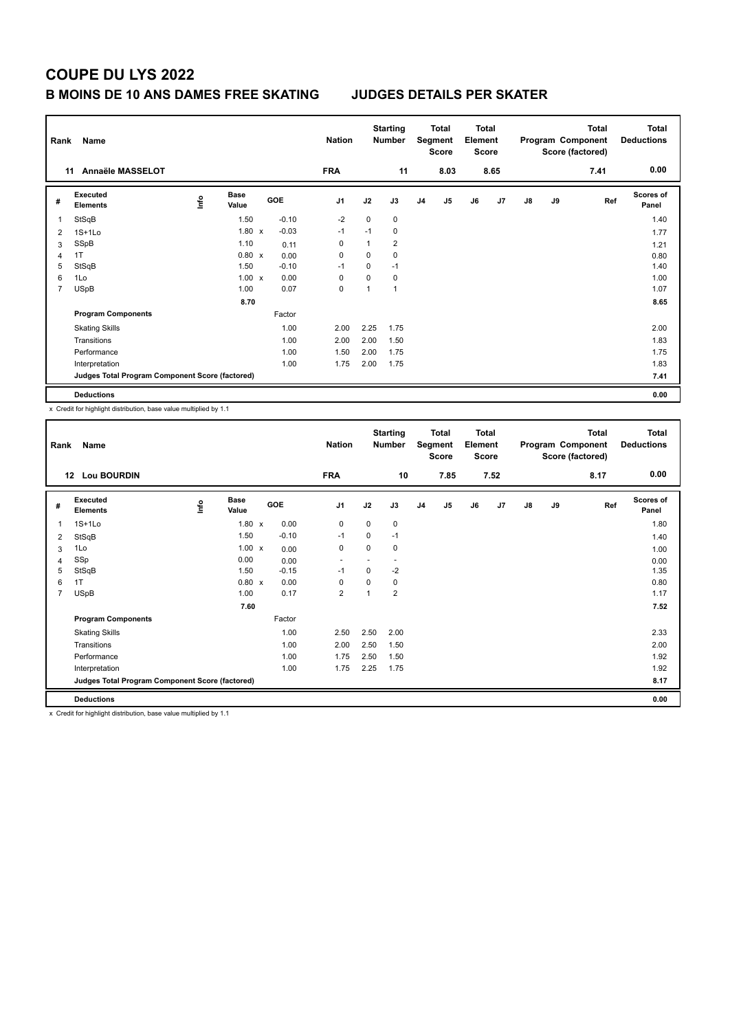# COUPE DU LYS 2022

## B MOINS DE 10 ANS DAMES FREE SKATING JUDGES DETAILS PER SKATER

| Rank | Name | Nation | Starting Number | Total Segment Score | Total Element Score | Total Program Component Score (factored) | Total Deductions |
|---|---|---|---|---|---|---|---|
| 11 | Annaële MASSELOT | FRA | 11 | 8.03 | 8.65 | 7.41 | 0.00 |

| # | Executed Elements | Info | Base Value | | GOE | J1 | J2 | J3 | J4 | J5 | J6 | J7 | J8 | J9 | Ref | Scores of Panel |
|---|---|---|---|---|---|---|---|---|---|---|---|---|---|---|---|---|
| 1 | StSqB | | 1.50 | | -0.10 | -2 | 0 | 0 | | | | | | | | 1.40 |
| 2 | 1S+1Lo | | 1.80 | x | -0.03 | -1 | -1 | 0 | | | | | | | | 1.77 |
| 3 | SSpB | | 1.10 | | 0.11 | 0 | 1 | 2 | | | | | | | | 1.21 |
| 4 | 1T | | 0.80 | x | 0.00 | 0 | 0 | 0 | | | | | | | | 0.80 |
| 5 | StSqB | | 1.50 | | -0.10 | -1 | 0 | -1 | | | | | | | | 1.40 |
| 6 | 1Lo | | 1.00 | x | 0.00 | 0 | 0 | 0 | | | | | | | | 1.00 |
| 7 | USpB | | 1.00 | | 0.07 | 0 | 1 | 1 | | | | | | | | 1.07 |
| | | | 8.70 | | | | | | | | | | | | | 8.65 |
| | **Program Components** | | | | Factor | | | | | | | | | | | |
| | Skating Skills | | | | 1.00 | 2.00 | 2.25 | 1.75 | | | | | | | | 2.00 |
| | Transitions | | | | 1.00 | 2.00 | 2.00 | 1.50 | | | | | | | | 1.83 |
| | Performance | | | | 1.00 | 1.50 | 2.00 | 1.75 | | | | | | | | 1.75 |
| | Interpretation | | | | 1.00 | 1.75 | 2.00 | 1.75 | | | | | | | | 1.83 |
| | **Judges Total Program Component Score (factored)** | | | | | | | | | | | | | | | 7.41 |
| | **Deductions** | | | | | | | | | | | | | | | 0.00 |

x Credit for highlight distribution, base value multiplied by 1.1

| Rank | Name | Nation | Starting Number | Total Segment Score | Total Element Score | Total Program Component Score (factored) | Total Deductions |
|---|---|---|---|---|---|---|---|
| 12 | Lou BOURDIN | FRA | 10 | 7.85 | 7.52 | 8.17 | 0.00 |

| # | Executed Elements | Info | Base Value | | GOE | J1 | J2 | J3 | J4 | J5 | J6 | J7 | J8 | J9 | Ref | Scores of Panel |
|---|---|---|---|---|---|---|---|---|---|---|---|---|---|---|---|---|
| 1 | 1S+1Lo | | 1.80 | x | 0.00 | 0 | 0 | 0 | | | | | | | | 1.80 |
| 2 | StSqB | | 1.50 | | -0.10 | -1 | 0 | -1 | | | | | | | | 1.40 |
| 3 | 1Lo | | 1.00 | x | 0.00 | 0 | 0 | 0 | | | | | | | | 1.00 |
| 4 | SSp | | 0.00 | | 0.00 | - | - | - | | | | | | | | 0.00 |
| 5 | StSqB | | 1.50 | | -0.15 | -1 | 0 | -2 | | | | | | | | 1.35 |
| 6 | 1T | | 0.80 | x | 0.00 | 0 | 0 | 0 | | | | | | | | 0.80 |
| 7 | USpB | | 1.00 | | 0.17 | 2 | 1 | 2 | | | | | | | | 1.17 |
| | | | 7.60 | | | | | | | | | | | | | 7.52 |
| | **Program Components** | | | | Factor | | | | | | | | | | | |
| | Skating Skills | | | | 1.00 | 2.50 | 2.50 | 2.00 | | | | | | | | 2.33 |
| | Transitions | | | | 1.00 | 2.00 | 2.50 | 1.50 | | | | | | | | 2.00 |
| | Performance | | | | 1.00 | 1.75 | 2.50 | 1.50 | | | | | | | | 1.92 |
| | Interpretation | | | | 1.00 | 1.75 | 2.25 | 1.75 | | | | | | | | 1.92 |
| | **Judges Total Program Component Score (factored)** | | | | | | | | | | | | | | | 8.17 |
| | **Deductions** | | | | | | | | | | | | | | | 0.00 |

x Credit for highlight distribution, base value multiplied by 1.1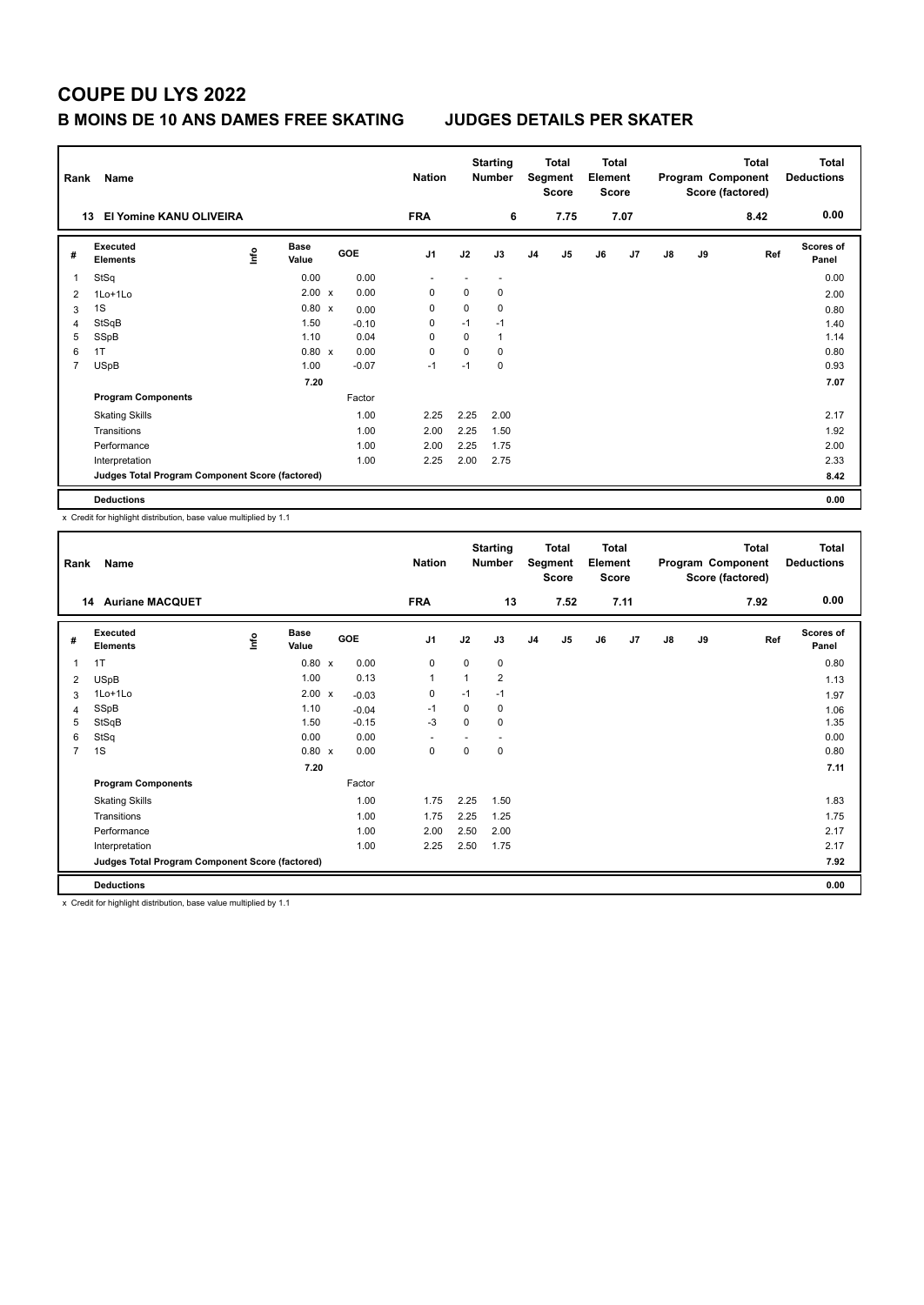# COUPE DU LYS 2022

## B MOINS DE 10 ANS DAMES FREE SKATING JUDGES DETAILS PER SKATER

| Rank | Name | Nation | Starting Number | Total Segment Score | Total Element Score | Total Program Component Score (factored) | Total Deductions |
|---|---|---|---|---|---|---|---|
| 13 | El Yomine KANU OLIVEIRA | FRA | 6 | 7.75 | 7.07 | 8.42 | 0.00 |

| # | Executed Elements | Info | Base Value | | GOE | J1 | J2 | J3 | J4 | J5 | J6 | J7 | J8 | J9 | Ref | Scores of Panel |
|---|---|---|---|---|---|---|---|---|---|---|---|---|---|---|---|---|
| 1 | StSq | | 0.00 | | 0.00 | - | - | - | | | | | | | | 0.00 |
| 2 | 1Lo+1Lo | | 2.00 | x | 0.00 | 0 | 0 | 0 | | | | | | | | 2.00 |
| 3 | 1S | | 0.80 | x | 0.00 | 0 | 0 | 0 | | | | | | | | 0.80 |
| 4 | StSqB | | 1.50 | | -0.10 | 0 | -1 | -1 | | | | | | | | 1.40 |
| 5 | SSpB | | 1.10 | | 0.04 | 0 | 0 | 1 | | | | | | | | 1.14 |
| 6 | 1T | | 0.80 | x | 0.00 | 0 | 0 | 0 | | | | | | | | 0.80 |
| 7 | USpB | | 1.00 | | -0.07 | -1 | -1 | 0 | | | | | | | | 0.93 |
| | | | 7.20 | | | | | | | | | | | | | 7.07 |
| | **Program Components** | | | | Factor | | | | | | | | | | | |
| | Skating Skills | | | | 1.00 | 2.25 | 2.25 | 2.00 | | | | | | | | 2.17 |
| | Transitions | | | | 1.00 | 2.00 | 2.25 | 1.50 | | | | | | | | 1.92 |
| | Performance | | | | 1.00 | 2.00 | 2.25 | 1.75 | | | | | | | | 2.00 |
| | Interpretation | | | | 1.00 | 2.25 | 2.00 | 2.75 | | | | | | | | 2.33 |
| | **Judges Total Program Component Score (factored)** | | | | | | | | | | | | | | | 8.42 |
| | **Deductions** | | | | | | | | | | | | | | | 0.00 |

x Credit for highlight distribution, base value multiplied by 1.1

| Rank | Name | Nation | Starting Number | Total Segment Score | Total Element Score | Total Program Component Score (factored) | Total Deductions |
|---|---|---|---|---|---|---|---|
| 14 | Auriane MACQUET | FRA | 13 | 7.52 | 7.11 | 7.92 | 0.00 |

| # | Executed Elements | Info | Base Value | | GOE | J1 | J2 | J3 | J4 | J5 | J6 | J7 | J8 | J9 | Ref | Scores of Panel |
|---|---|---|---|---|---|---|---|---|---|---|---|---|---|---|---|---|
| 1 | 1T | | 0.80 | x | 0.00 | 0 | 0 | 0 | | | | | | | | 0.80 |
| 2 | USpB | | 1.00 | | 0.13 | 1 | 1 | 2 | | | | | | | | 1.13 |
| 3 | 1Lo+1Lo | | 2.00 | x | -0.03 | 0 | -1 | -1 | | | | | | | | 1.97 |
| 4 | SSpB | | 1.10 | | -0.04 | -1 | 0 | 0 | | | | | | | | 1.06 |
| 5 | StSqB | | 1.50 | | -0.15 | -3 | 0 | 0 | | | | | | | | 1.35 |
| 6 | StSq | | 0.00 | | 0.00 | - | - | - | | | | | | | | 0.00 |
| 7 | 1S | | 0.80 | x | 0.00 | 0 | 0 | 0 | | | | | | | | 0.80 |
| | | | 7.20 | | | | | | | | | | | | | 7.11 |
| | **Program Components** | | | | Factor | | | | | | | | | | | |
| | Skating Skills | | | | 1.00 | 1.75 | 2.25 | 1.50 | | | | | | | | 1.83 |
| | Transitions | | | | 1.00 | 1.75 | 2.25 | 1.25 | | | | | | | | 1.75 |
| | Performance | | | | 1.00 | 2.00 | 2.50 | 2.00 | | | | | | | | 2.17 |
| | Interpretation | | | | 1.00 | 2.25 | 2.50 | 1.75 | | | | | | | | 2.17 |
| | **Judges Total Program Component Score (factored)** | | | | | | | | | | | | | | | 7.92 |
| | **Deductions** | | | | | | | | | | | | | | | 0.00 |

x Credit for highlight distribution, base value multiplied by 1.1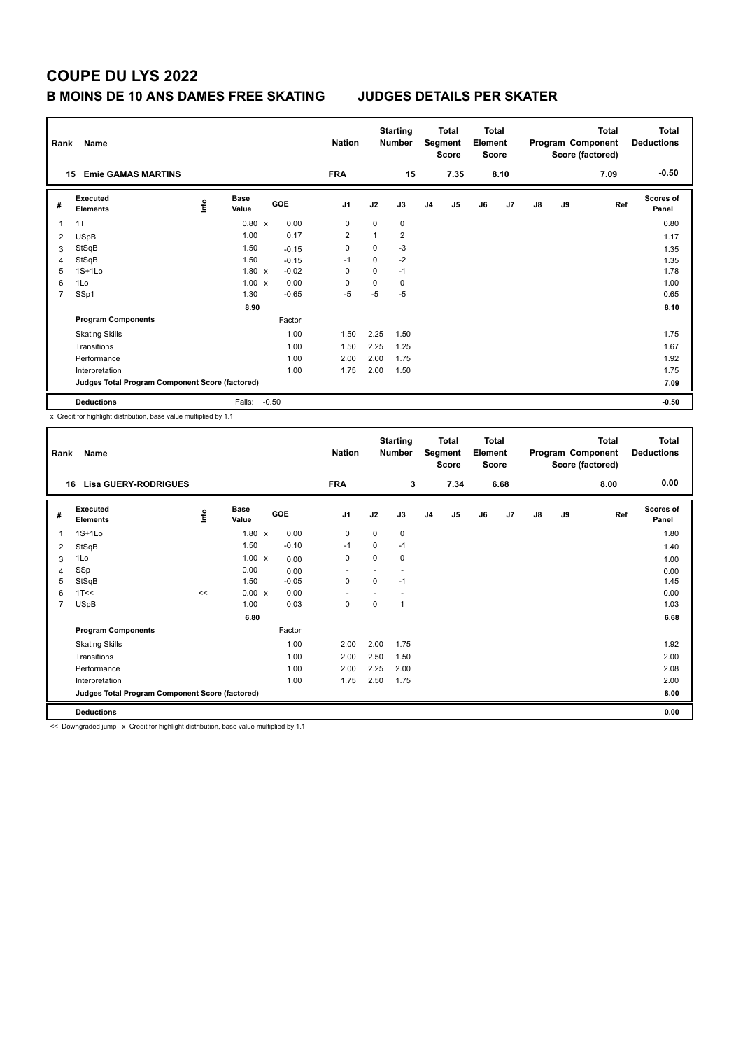# COUPE DU LYS 2022

## B MOINS DE 10 ANS DAMES FREE SKATING JUDGES DETAILS PER SKATER

| Rank | Name | Nation | Starting Number | Total Segment Score | Total Element Score | Total Program Component Score (factored) | Total Deductions |
|---|---|---|---|---|---|---|---|
| 15 | Emie GAMAS MARTINS | FRA | 15 | 7.35 | 8.10 | 7.09 | -0.50 |

| # | Executed Elements | Info | Base Value | | GOE | J1 | J2 | J3 | J4 | J5 | J6 | J7 | J8 | J9 | Ref | Scores of Panel |
|---|---|---|---|---|---|---|---|---|---|---|---|---|---|---|---|---|
| 1 | 1T | | 0.80 | x | 0.00 | 0 | 0 | 0 | | | | | | | | 0.80 |
| 2 | USpB | | 1.00 | | 0.17 | 2 | 1 | 2 | | | | | | | | 1.17 |
| 3 | StSqB | | 1.50 | | -0.15 | 0 | 0 | -3 | | | | | | | | 1.35 |
| 4 | StSqB | | 1.50 | | -0.15 | -1 | 0 | -2 | | | | | | | | 1.35 |
| 5 | 1S+1Lo | | 1.80 | x | -0.02 | 0 | 0 | -1 | | | | | | | | 1.78 |
| 6 | 1Lo | | 1.00 | x | 0.00 | 0 | 0 | 0 | | | | | | | | 1.00 |
| 7 | SSp1 | | 1.30 | | -0.65 | -5 | -5 | -5 | | | | | | | | 0.65 |
| | | | 8.90 | | | | | | | | | | | | | 8.10 |
| | **Program Components** | | | | Factor | | | | | | | | | | | |
| | Skating Skills | | | | 1.00 | 1.50 | 2.25 | 1.50 | | | | | | | | 1.75 |
| | Transitions | | | | 1.00 | 1.50 | 2.25 | 1.25 | | | | | | | | 1.67 |
| | Performance | | | | 1.00 | 2.00 | 2.00 | 1.75 | | | | | | | | 1.92 |
| | Interpretation | | | | 1.00 | 1.75 | 2.00 | 1.50 | | | | | | | | 1.75 |
| | **Judges Total Program Component Score (factored)** | | | | | | | | | | | | | | | 7.09 |
| | **Deductions** | | Falls: | | -0.50 | | | | | | | | | | | -0.50 |

x Credit for highlight distribution, base value multiplied by 1.1

| Rank | Name | Nation | Starting Number | Total Segment Score | Total Element Score | Total Program Component Score (factored) | Total Deductions |
|---|---|---|---|---|---|---|---|
| 16 | Lisa GUERY-RODRIGUES | FRA | 3 | 7.34 | 6.68 | 8.00 | 0.00 |

| # | Executed Elements | Info | Base Value | | GOE | J1 | J2 | J3 | J4 | J5 | J6 | J7 | J8 | J9 | Ref | Scores of Panel |
|---|---|---|---|---|---|---|---|---|---|---|---|---|---|---|---|---|
| 1 | 1S+1Lo | | 1.80 | x | 0.00 | 0 | 0 | 0 | | | | | | | | 1.80 |
| 2 | StSqB | | 1.50 | | -0.10 | -1 | 0 | -1 | | | | | | | | 1.40 |
| 3 | 1Lo | | 1.00 | x | 0.00 | 0 | 0 | 0 | | | | | | | | 1.00 |
| 4 | SSp | | 0.00 | | 0.00 | - | - | - | | | | | | | | 0.00 |
| 5 | StSqB | | 1.50 | | -0.05 | 0 | 0 | -1 | | | | | | | | 1.45 |
| 6 | 1T<< | << | 0.00 | x | 0.00 | - | - | - | | | | | | | | 0.00 |
| 7 | USpB | | 1.00 | | 0.03 | 0 | 0 | 1 | | | | | | | | 1.03 |
| | | | 6.80 | | | | | | | | | | | | | 6.68 |
| | **Program Components** | | | | Factor | | | | | | | | | | | |
| | Skating Skills | | | | 1.00 | 2.00 | 2.00 | 1.75 | | | | | | | | 1.92 |
| | Transitions | | | | 1.00 | 2.00 | 2.50 | 1.50 | | | | | | | | 2.00 |
| | Performance | | | | 1.00 | 2.00 | 2.25 | 2.00 | | | | | | | | 2.08 |
| | Interpretation | | | | 1.00 | 1.75 | 2.50 | 1.75 | | | | | | | | 2.00 |
| | **Judges Total Program Component Score (factored)** | | | | | | | | | | | | | | | 8.00 |
| | **Deductions** | | | | | | | | | | | | | | | 0.00 |

<< Downgraded jump x Credit for highlight distribution, base value multiplied by 1.1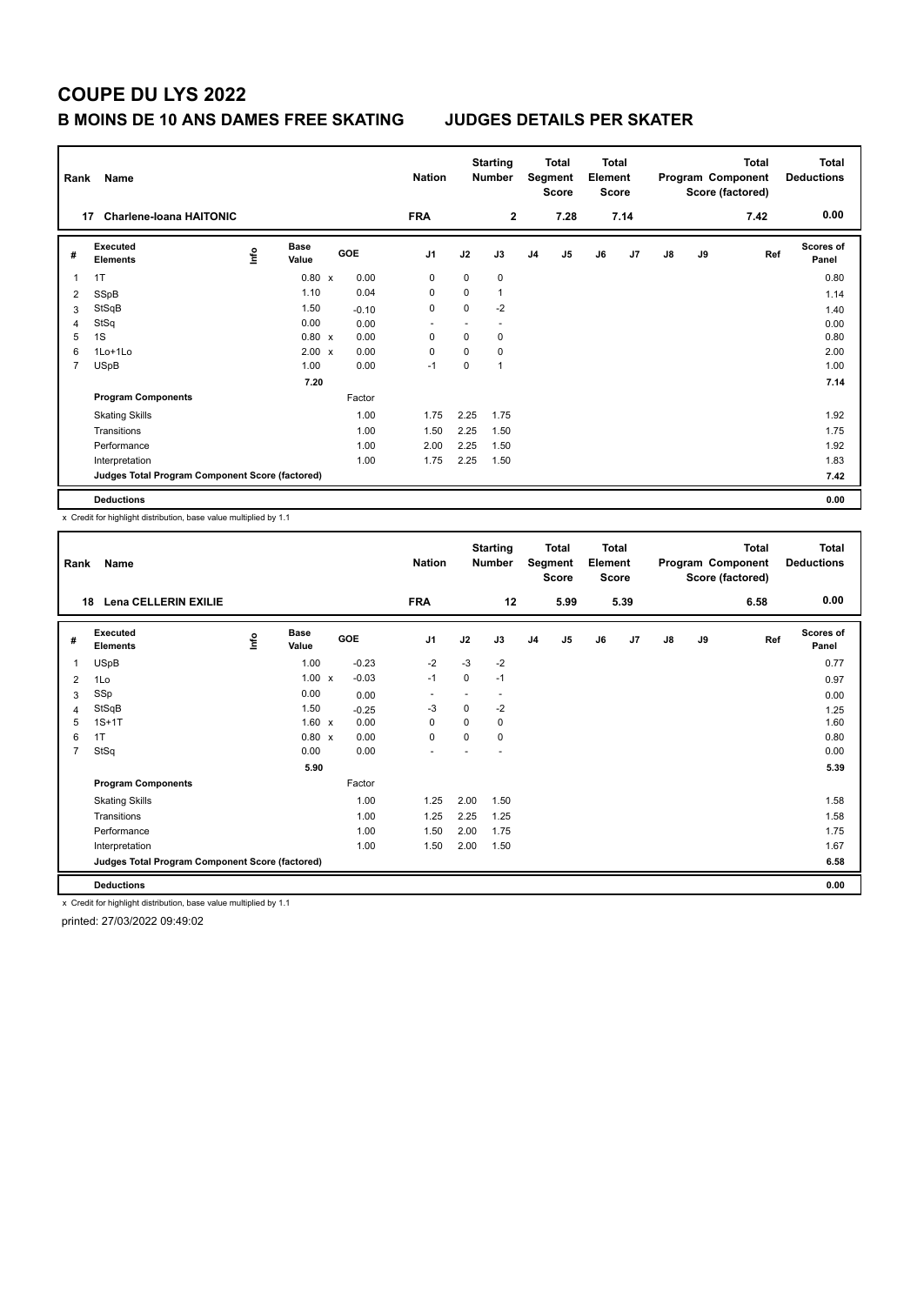# COUPE DU LYS 2022

## B MOINS DE 10 ANS DAMES FREE SKATING JUDGES DETAILS PER SKATER

| Rank | Name | Nation | Starting Number | Total Segment Score | Total Element Score | Total Program Component Score (factored) | Total Deductions |
|---|---|---|---|---|---|---|---|
| 17 | Charlene-Ioana HAITONIC | FRA | 2 | 7.28 | 7.14 | 7.42 | 0.00 |

| # | Executed Elements | Info | Base Value | | GOE | J1 | J2 | J3 | J4 | J5 | J6 | J7 | J8 | J9 | Ref | Scores of Panel |
|---|---|---|---|---|---|---|---|---|---|---|---|---|---|---|---|---|
| 1 | 1T | | 0.80 | x | 0.00 | 0 | 0 | 0 | | | | | | | | 0.80 |
| 2 | SSpB | | 1.10 | | 0.04 | 0 | 0 | 1 | | | | | | | | 1.14 |
| 3 | StSqB | | 1.50 | | -0.10 | 0 | 0 | -2 | | | | | | | | 1.40 |
| 4 | StSq | | 0.00 | | 0.00 | - | - | - | | | | | | | | 0.00 |
| 5 | 1S | | 0.80 | x | 0.00 | 0 | 0 | 0 | | | | | | | | 0.80 |
| 6 | 1Lo+1Lo | | 2.00 | x | 0.00 | 0 | 0 | 0 | | | | | | | | 2.00 |
| 7 | USpB | | 1.00 | | 0.00 | -1 | 0 | 1 | | | | | | | | 1.00 |
| | | | 7.20 | | | | | | | | | | | | | 7.14 |
| | **Program Components** | | | | Factor | | | | | | | | | | | |
| | Skating Skills | | | | 1.00 | 1.75 | 2.25 | 1.75 | | | | | | | | 1.92 |
| | Transitions | | | | 1.00 | 1.50 | 2.25 | 1.50 | | | | | | | | 1.75 |
| | Performance | | | | 1.00 | 2.00 | 2.25 | 1.50 | | | | | | | | 1.92 |
| | Interpretation | | | | 1.00 | 1.75 | 2.25 | 1.50 | | | | | | | | 1.83 |
| | **Judges Total Program Component Score (factored)** | | | | | | | | | | | | | | | 7.42 |
| | **Deductions** | | | | | | | | | | | | | | | 0.00 |

x Credit for highlight distribution, base value multiplied by 1.1

| Rank | Name | Nation | Starting Number | Total Segment Score | Total Element Score | Total Program Component Score (factored) | Total Deductions |
|---|---|---|---|---|---|---|---|
| 18 | Lena CELLERIN EXILIE | FRA | 12 | 5.99 | 5.39 | 6.58 | 0.00 |

| # | Executed Elements | Info | Base Value | | GOE | J1 | J2 | J3 | J4 | J5 | J6 | J7 | J8 | J9 | Ref | Scores of Panel |
|---|---|---|---|---|---|---|---|---|---|---|---|---|---|---|---|---|
| 1 | USpB | | 1.00 | | -0.23 | -2 | -3 | -2 | | | | | | | | 0.77 |
| 2 | 1Lo | | 1.00 | x | -0.03 | -1 | 0 | -1 | | | | | | | | 0.97 |
| 3 | SSp | | 0.00 | | 0.00 | - | - | - | | | | | | | | 0.00 |
| 4 | StSqB | | 1.50 | | -0.25 | -3 | 0 | -2 | | | | | | | | 1.25 |
| 5 | 1S+1T | | 1.60 | x | 0.00 | 0 | 0 | 0 | | | | | | | | 1.60 |
| 6 | 1T | | 0.80 | x | 0.00 | 0 | 0 | 0 | | | | | | | | 0.80 |
| 7 | StSq | | 0.00 | | 0.00 | - | - | - | | | | | | | | 0.00 |
| | | | 5.90 | | | | | | | | | | | | | 5.39 |
| | **Program Components** | | | | Factor | | | | | | | | | | | |
| | Skating Skills | | | | 1.00 | 1.25 | 2.00 | 1.50 | | | | | | | | 1.58 |
| | Transitions | | | | 1.00 | 1.25 | 2.25 | 1.25 | | | | | | | | 1.58 |
| | Performance | | | | 1.00 | 1.50 | 2.00 | 1.75 | | | | | | | | 1.75 |
| | Interpretation | | | | 1.00 | 1.50 | 2.00 | 1.50 | | | | | | | | 1.67 |
| | **Judges Total Program Component Score (factored)** | | | | | | | | | | | | | | | 6.58 |
| | **Deductions** | | | | | | | | | | | | | | | 0.00 |

x Credit for highlight distribution, base value multiplied by 1.1

printed: 27/03/2022 09:49:02